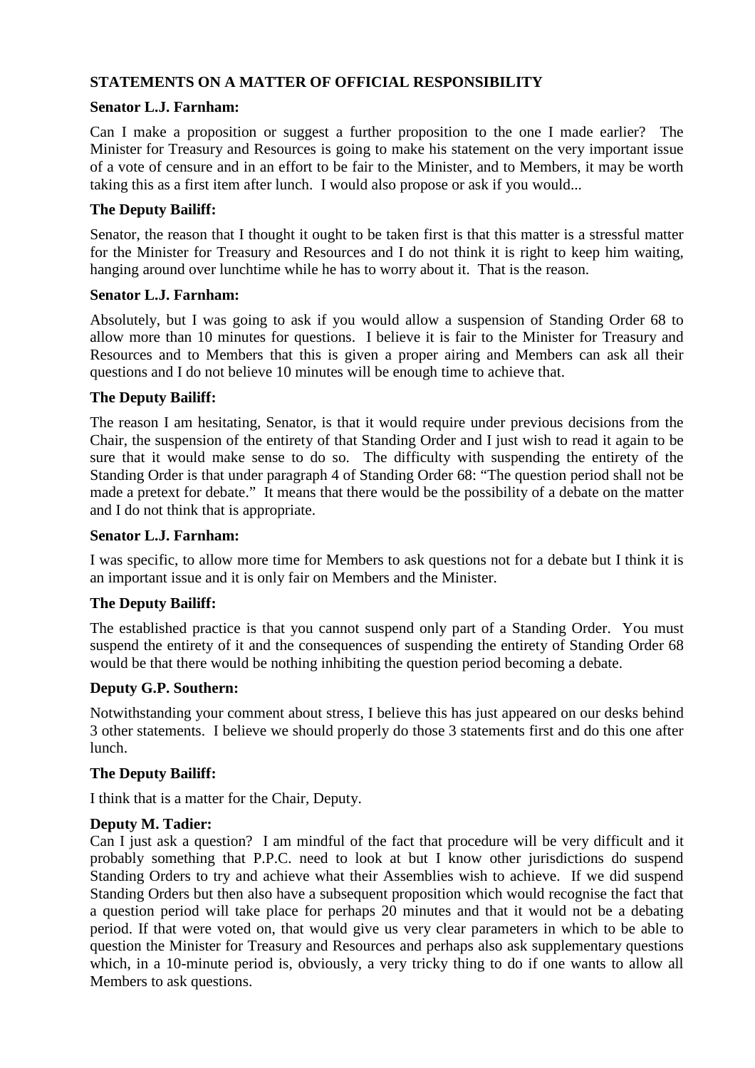**STATEMENTS ON A MATTER OF OFFICIAL RESPONSIBILITY**

**Senator L.J. Farnham:**

Can I make a proposition or suggest a further proposition to the one I made earlier? The Minister for Treasury and Resources is going to make his statement on the very important issue of a vote of censure and in an effort to be fair to the Minister, and to Members, it may be worth taking this as a first item after lunch. I would also propose or ask if you would...

**The Deputy Bailiff:**

Senator, the reason that I thought it ought to be taken first is that this matter is a stressful matter for the Minister for Treasury and Resources and I do not think it is right to keep him waiting, hanging around over lunchtime while he has to worry about it. That is the reason.

**Senator L.J. Farnham:**

Absolutely, but I was going to ask if you would allow a suspension of Standing Order 68 to allow more than 10 minutes for questions. I believe it is fair to the Minister for Treasury and Resources and to Members that this is given a proper airing and Members can ask all their questions and I do not believe 10 minutes will be enough time to achieve that.

**The Deputy Bailiff:**

The reason I am hesitating, Senator, is that it would require under previous decisions from the Chair, the suspension of the entirety of that Standing Order and I just wish to read it again to be sure that it would make sense to do so. The difficulty with suspending the entirety of the Standing Order is that under paragraph 4 of Standing Order 68: "The question period shall not be made a pretext for debate." It means that there would be the possibility of a debate on the matter and I do not think that is appropriate.

**Senator L.J. Farnham:**

I was specific, to allow more time for Members to ask questions not for a debate but I think it is an important issue and it is only fair on Members and the Minister.

**The Deputy Bailiff:**

The established practice is that you cannot suspend only part of a Standing Order. You must suspend the entirety of it and the consequences of suspending the entirety of Standing Order 68 would be that there would be nothing inhibiting the question period becoming a debate.

**Deputy G.P. Southern:**

Notwithstanding your comment about stress, I believe this has just appeared on our desks behind 3 other statements. I believe we should properly do those 3 statements first and do this one after lunch.

**The Deputy Bailiff:**

I think that is a matter for the Chair, Deputy.

**Deputy M. Tadier:**

Can I just ask a question? I am mindful of the fact that procedure will be very difficult and it probably something that P.P.C. need to look at but I know other jurisdictions do suspend Standing Orders to try and achieve what their Assemblies wish to achieve. If we did suspend Standing Orders but then also have a subsequent proposition which would recognise the fact that a question period will take place for perhaps 20 minutes and that it would not be a debating period. If that were voted on, that would give us very clear parameters in which to be able to question the Minister for Treasury and Resources and perhaps also ask supplementary questions which, in a 10-minute period is, obviously, a very tricky thing to do if one wants to allow all Members to ask questions.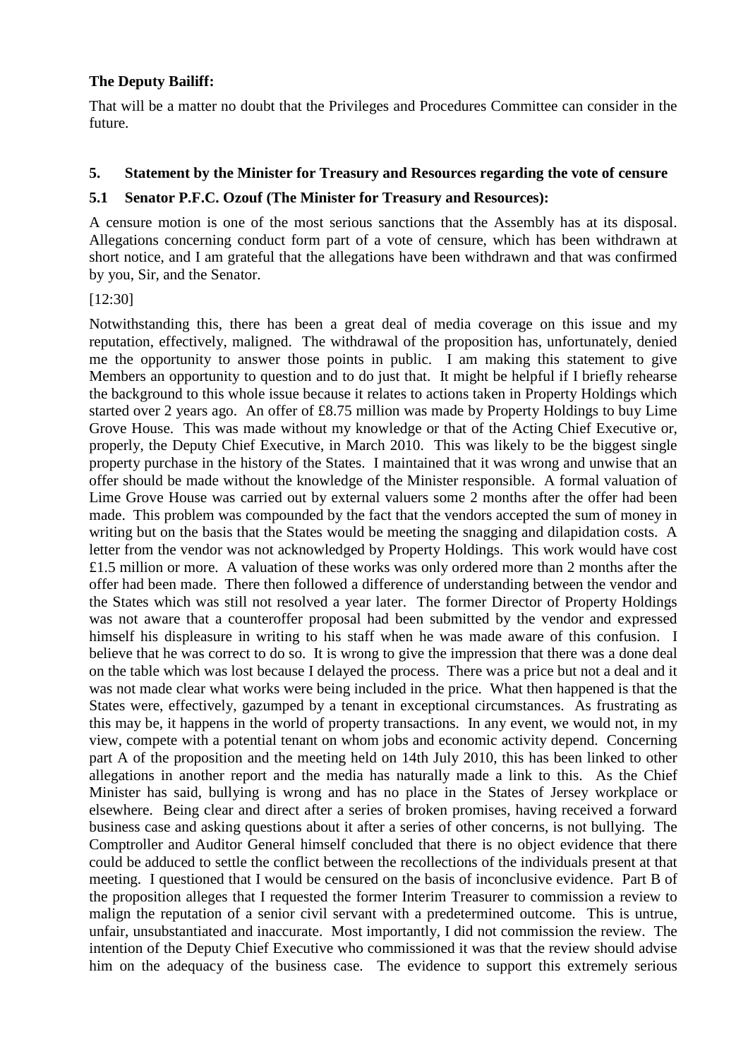**The Deputy Bailiff:**

That will be a matter no doubt that the Privileges and Procedures Committee can consider in the future.

## 5. Statement by the Minister for Treasury and Resources regarding the vote of censure

### 5.1 Senator P.F.C. Ozouf (The Minister for Treasury and Resources):

A censure motion is one of the most serious sanctions that the Assembly has at its disposal. Allegations concerning conduct form part of a vote of censure, which has been withdrawn at short notice, and I am grateful that the allegations have been withdrawn and that was confirmed by you, Sir, and the Senator.

[12:30]

Notwithstanding this, there has been a great deal of media coverage on this issue and my reputation, effectively, maligned. The withdrawal of the proposition has, unfortunately, denied me the opportunity to answer those points in public. I am making this statement to give Members an opportunity to question and to do just that. It might be helpful if I briefly rehearse the background to this whole issue because it relates to actions taken in Property Holdings which started over 2 years ago. An offer of £8.75 million was made by Property Holdings to buy Lime Grove House. This was made without my knowledge or that of the Acting Chief Executive or, properly, the Deputy Chief Executive, in March 2010. This was likely to be the biggest single property purchase in the history of the States. I maintained that it was wrong and unwise that an offer should be made without the knowledge of the Minister responsible. A formal valuation of Lime Grove House was carried out by external valuers some 2 months after the offer had been made. This problem was compounded by the fact that the vendors accepted the sum of money in writing but on the basis that the States would be meeting the snagging and dilapidation costs. A letter from the vendor was not acknowledged by Property Holdings. This work would have cost £1.5 million or more. A valuation of these works was only ordered more than 2 months after the offer had been made. There then followed a difference of understanding between the vendor and the States which was still not resolved a year later. The former Director of Property Holdings was not aware that a counteroffer proposal had been submitted by the vendor and expressed himself his displeasure in writing to his staff when he was made aware of this confusion. I believe that he was correct to do so. It is wrong to give the impression that there was a done deal on the table which was lost because I delayed the process. There was a price but not a deal and it was not made clear what works were being included in the price. What then happened is that the States were, effectively, gazumped by a tenant in exceptional circumstances. As frustrating as this may be, it happens in the world of property transactions. In any event, we would not, in my view, compete with a potential tenant on whom jobs and economic activity depend. Concerning part A of the proposition and the meeting held on 14th July 2010, this has been linked to other allegations in another report and the media has naturally made a link to this. As the Chief Minister has said, bullying is wrong and has no place in the States of Jersey workplace or elsewhere. Being clear and direct after a series of broken promises, having received a forward business case and asking questions about it after a series of other concerns, is not bullying. The Comptroller and Auditor General himself concluded that there is no object evidence that there could be adduced to settle the conflict between the recollections of the individuals present at that meeting. I questioned that I would be censured on the basis of inconclusive evidence. Part B of the proposition alleges that I requested the former Interim Treasurer to commission a review to malign the reputation of a senior civil servant with a predetermined outcome. This is untrue, unfair, unsubstantiated and inaccurate. Most importantly, I did not commission the review. The intention of the Deputy Chief Executive who commissioned it was that the review should advise him on the adequacy of the business case. The evidence to support this extremely serious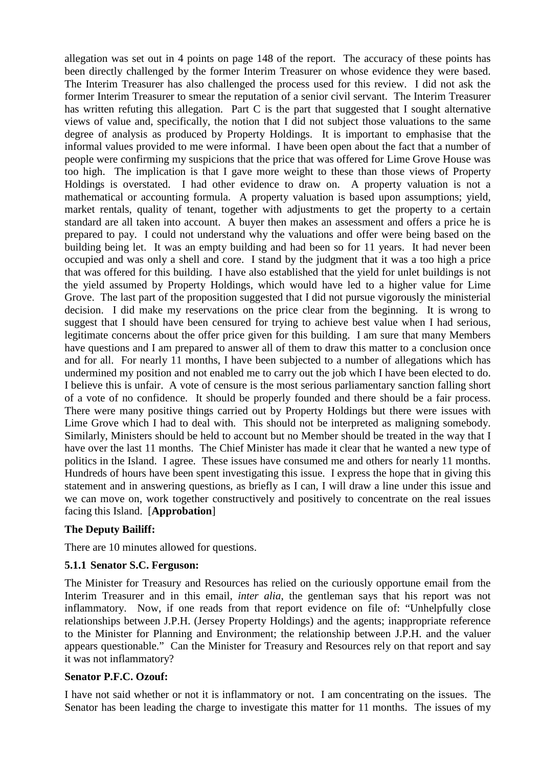allegation was set out in 4 points on page 148 of the report. The accuracy of these points has been directly challenged by the former Interim Treasurer on whose evidence they were based. The Interim Treasurer has also challenged the process used for this review. I did not ask the former Interim Treasurer to smear the reputation of a senior civil servant. The Interim Treasurer has written refuting this allegation. Part C is the part that suggested that I sought alternative views of value and, specifically, the notion that I did not subject those valuations to the same degree of analysis as produced by Property Holdings. It is important to emphasise that the informal values provided to me were informal. I have been open about the fact that a number of people were confirming my suspicions that the price that was offered for Lime Grove House was too high. The implication is that I gave more weight to these than those views of Property Holdings is overstated. I had other evidence to draw on. A property valuation is not a mathematical or accounting formula. A property valuation is based upon assumptions; yield, market rentals, quality of tenant, together with adjustments to get the property to a certain standard are all taken into account. A buyer then makes an assessment and offers a price he is prepared to pay. I could not understand why the valuations and offer were being based on the building being let. It was an empty building and had been so for 11 years. It had never been occupied and was only a shell and core. I stand by the judgment that it was a too high a price that was offered for this building. I have also established that the yield for unlet buildings is not the yield assumed by Property Holdings, which would have led to a higher value for Lime Grove. The last part of the proposition suggested that I did not pursue vigorously the ministerial decision. I did make my reservations on the price clear from the beginning. It is wrong to suggest that I should have been censured for trying to achieve best value when I had serious, legitimate concerns about the offer price given for this building. I am sure that many Members have questions and I am prepared to answer all of them to draw this matter to a conclusion once and for all. For nearly 11 months, I have been subjected to a number of allegations which has undermined my position and not enabled me to carry out the job which I have been elected to do. I believe this is unfair. A vote of censure is the most serious parliamentary sanction falling short of a vote of no confidence. It should be properly founded and there should be a fair process. There were many positive things carried out by Property Holdings but there were issues with Lime Grove which I had to deal with. This should not be interpreted as maligning somebody. Similarly, Ministers should be held to account but no Member should be treated in the way that I have over the last 11 months. The Chief Minister has made it clear that he wanted a new type of politics in the Island. I agree. These issues have consumed me and others for nearly 11 months. Hundreds of hours have been spent investigating this issue. I express the hope that in giving this statement and in answering questions, as briefly as I can, I will draw a line under this issue and we can move on, work together constructively and positively to concentrate on the real issues facing this Island. [**Approbation**]

**The Deputy Bailiff:**

There are 10 minutes allowed for questions.

**5.1.1 Senator S.C. Ferguson:**

The Minister for Treasury and Resources has relied on the curiously opportune email from the Interim Treasurer and in this email, *inter alia*, the gentleman says that his report was not inflammatory. Now, if one reads from that report evidence on file of: "Unhelpfully close relationships between J.P.H. (Jersey Property Holdings) and the agents; inappropriate reference to the Minister for Planning and Environment; the relationship between J.P.H. and the valuer appears questionable." Can the Minister for Treasury and Resources rely on that report and say it was not inflammatory?

**Senator P.F.C. Ozouf:**

I have not said whether or not it is inflammatory or not. I am concentrating on the issues. The Senator has been leading the charge to investigate this matter for 11 months. The issues of my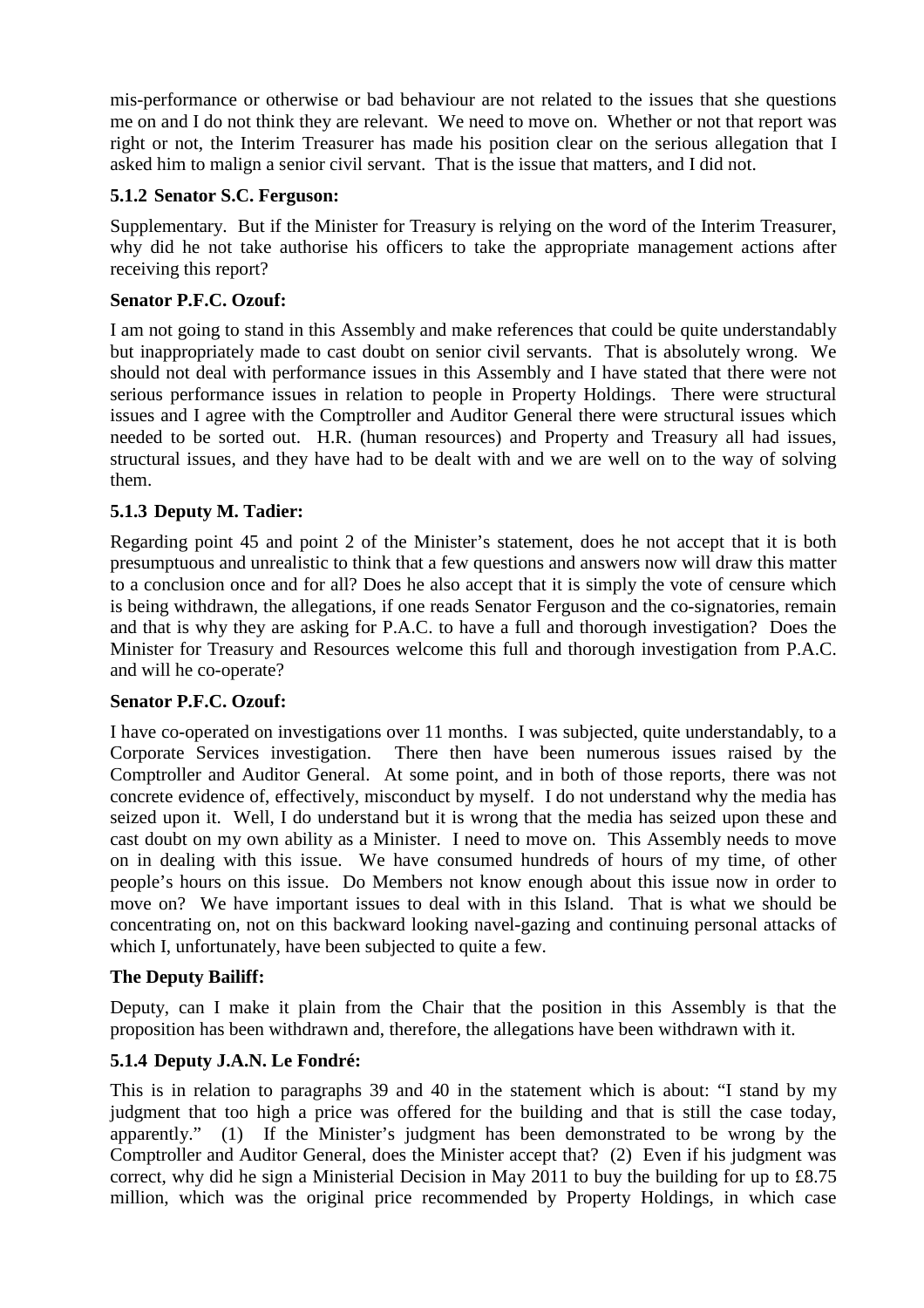mis-performance or otherwise or bad behaviour are not related to the issues that she questions me on and I do not think they are relevant. We need to move on. Whether or not that report was right or not, the Interim Treasurer has made his position clear on the serious allegation that I asked him to malign a senior civil servant. That is the issue that matters, and I did not.

### 5.1.2 Senator S.C. Ferguson:

Supplementary. But if the Minister for Treasury is relying on the word of the Interim Treasurer, why did he not take authorise his officers to take the appropriate management actions after receiving this report?

### Senator P.F.C. Ozouf:

I am not going to stand in this Assembly and make references that could be quite understandably but inappropriately made to cast doubt on senior civil servants. That is absolutely wrong. We should not deal with performance issues in this Assembly and I have stated that there were not serious performance issues in relation to people in Property Holdings. There were structural issues and I agree with the Comptroller and Auditor General there were structural issues which needed to be sorted out. H.R. (human resources) and Property and Treasury all had issues, structural issues, and they have had to be dealt with and we are well on to the way of solving them.

### 5.1.3 Deputy M. Tadier:

Regarding point 45 and point 2 of the Minister's statement, does he not accept that it is both presumptuous and unrealistic to think that a few questions and answers now will draw this matter to a conclusion once and for all? Does he also accept that it is simply the vote of censure which is being withdrawn, the allegations, if one reads Senator Ferguson and the co-signatories, remain and that is why they are asking for P.A.C. to have a full and thorough investigation? Does the Minister for Treasury and Resources welcome this full and thorough investigation from P.A.C. and will he co-operate?

### Senator P.F.C. Ozouf:

I have co-operated on investigations over 11 months. I was subjected, quite understandably, to a Corporate Services investigation. There then have been numerous issues raised by the Comptroller and Auditor General. At some point, and in both of those reports, there was not concrete evidence of, effectively, misconduct by myself. I do not understand why the media has seized upon it. Well, I do understand but it is wrong that the media has seized upon these and cast doubt on my own ability as a Minister. I need to move on. This Assembly needs to move on in dealing with this issue. We have consumed hundreds of hours of my time, of other people's hours on this issue. Do Members not know enough about this issue now in order to move on? We have important issues to deal with in this Island. That is what we should be concentrating on, not on this backward looking navel-gazing and continuing personal attacks of which I, unfortunately, have been subjected to quite a few.

### The Deputy Bailiff:

Deputy, can I make it plain from the Chair that the position in this Assembly is that the proposition has been withdrawn and, therefore, the allegations have been withdrawn with it.

### 5.1.4 Deputy J.A.N. Le Fondré:

This is in relation to paragraphs 39 and 40 in the statement which is about: "I stand by my judgment that too high a price was offered for the building and that is still the case today, apparently." (1) If the Minister's judgment has been demonstrated to be wrong by the Comptroller and Auditor General, does the Minister accept that? (2) Even if his judgment was correct, why did he sign a Ministerial Decision in May 2011 to buy the building for up to £8.75 million, which was the original price recommended by Property Holdings, in which case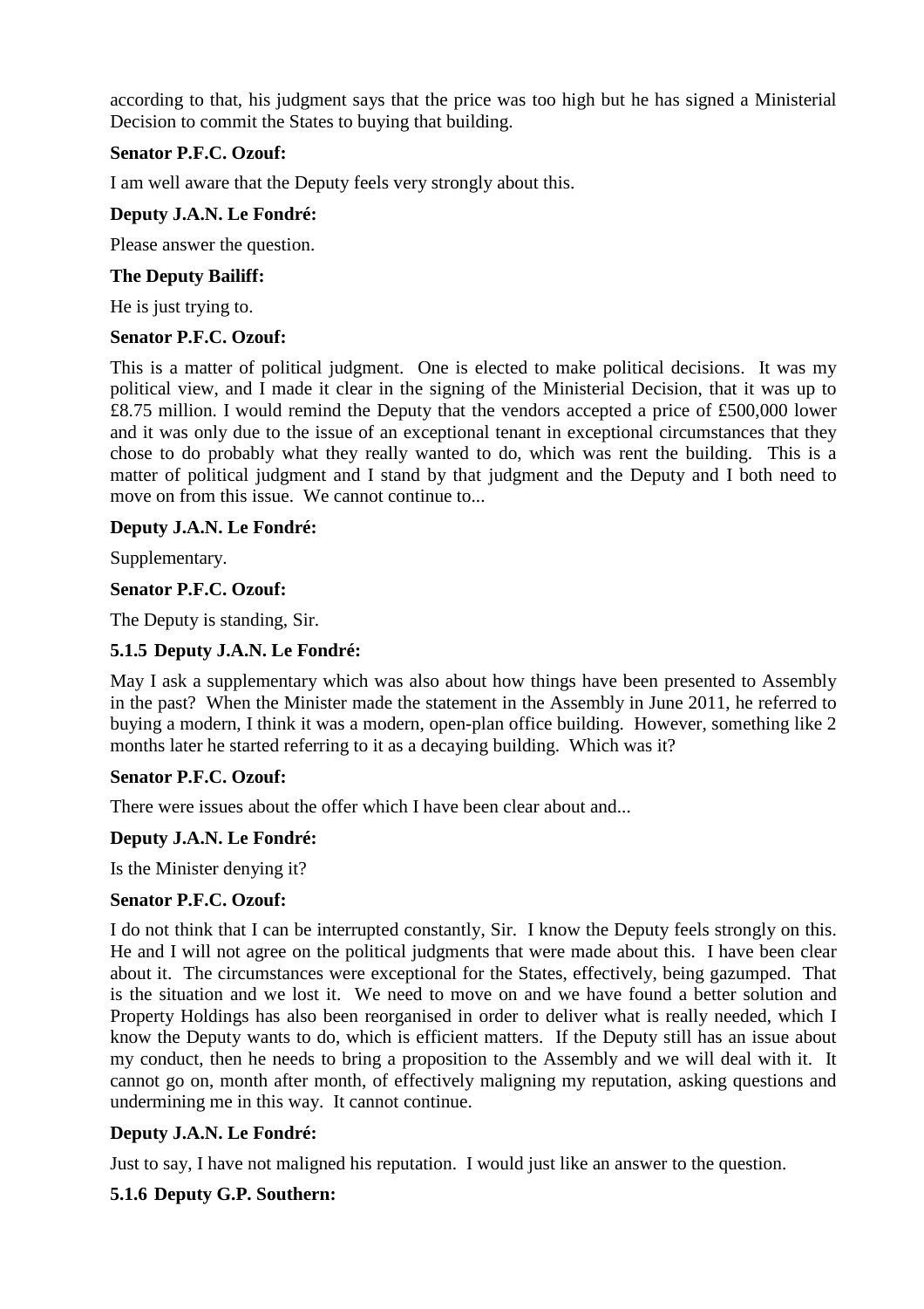according to that, his judgment says that the price was too high but he has signed a Ministerial Decision to commit the States to buying that building.

**Senator P.F.C. Ozouf:**

I am well aware that the Deputy feels very strongly about this.

**Deputy J.A.N. Le Fondré:**

Please answer the question.

**The Deputy Bailiff:**

He is just trying to.

**Senator P.F.C. Ozouf:**

This is a matter of political judgment. One is elected to make political decisions. It was my political view, and I made it clear in the signing of the Ministerial Decision, that it was up to £8.75 million. I would remind the Deputy that the vendors accepted a price of £500,000 lower and it was only due to the issue of an exceptional tenant in exceptional circumstances that they chose to do probably what they really wanted to do, which was rent the building. This is a matter of political judgment and I stand by that judgment and the Deputy and I both need to move on from this issue. We cannot continue to...

**Deputy J.A.N. Le Fondré:**

Supplementary.

**Senator P.F.C. Ozouf:**

The Deputy is standing, Sir.

**5.1.5 Deputy J.A.N. Le Fondré:**

May I ask a supplementary which was also about how things have been presented to Assembly in the past? When the Minister made the statement in the Assembly in June 2011, he referred to buying a modern, I think it was a modern, open-plan office building. However, something like 2 months later he started referring to it as a decaying building. Which was it?

**Senator P.F.C. Ozouf:**

There were issues about the offer which I have been clear about and...

**Deputy J.A.N. Le Fondré:**

Is the Minister denying it?

**Senator P.F.C. Ozouf:**

I do not think that I can be interrupted constantly, Sir. I know the Deputy feels strongly on this. He and I will not agree on the political judgments that were made about this. I have been clear about it. The circumstances were exceptional for the States, effectively, being gazumped. That is the situation and we lost it. We need to move on and we have found a better solution and Property Holdings has also been reorganised in order to deliver what is really needed, which I know the Deputy wants to do, which is efficient matters. If the Deputy still has an issue about my conduct, then he needs to bring a proposition to the Assembly and we will deal with it. It cannot go on, month after month, of effectively maligning my reputation, asking questions and undermining me in this way. It cannot continue.

**Deputy J.A.N. Le Fondré:**

Just to say, I have not maligned his reputation. I would just like an answer to the question.

**5.1.6 Deputy G.P. Southern:**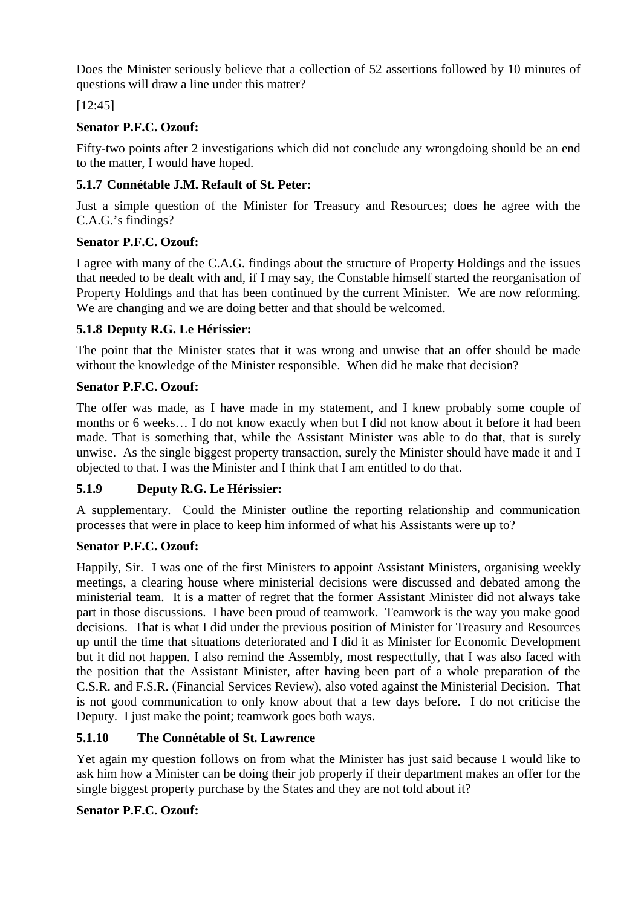Does the Minister seriously believe that a collection of 52 assertions followed by 10 minutes of questions will draw a line under this matter?

[12:45]

**Senator P.F.C. Ozouf:**

Fifty-two points after 2 investigations which did not conclude any wrongdoing should be an end to the matter, I would have hoped.

### 5.1.7 Connétable J.M. Refault of St. Peter:

Just a simple question of the Minister for Treasury and Resources; does he agree with the C.A.G.'s findings?

**Senator P.F.C. Ozouf:**

I agree with many of the C.A.G. findings about the structure of Property Holdings and the issues that needed to be dealt with and, if I may say, the Constable himself started the reorganisation of Property Holdings and that has been continued by the current Minister. We are now reforming. We are changing and we are doing better and that should be welcomed.

### 5.1.8 Deputy R.G. Le Hérissier:

The point that the Minister states that it was wrong and unwise that an offer should be made without the knowledge of the Minister responsible. When did he make that decision?

**Senator P.F.C. Ozouf:**

The offer was made, as I have made in my statement, and I knew probably some couple of months or 6 weeks… I do not know exactly when but I did not know about it before it had been made. That is something that, while the Assistant Minister was able to do that, that is surely unwise. As the single biggest property transaction, surely the Minister should have made it and I objected to that. I was the Minister and I think that I am entitled to do that.

### 5.1.9 Deputy R.G. Le Hérissier:

A supplementary. Could the Minister outline the reporting relationship and communication processes that were in place to keep him informed of what his Assistants were up to?

**Senator P.F.C. Ozouf:**

Happily, Sir. I was one of the first Ministers to appoint Assistant Ministers, organising weekly meetings, a clearing house where ministerial decisions were discussed and debated among the ministerial team. It is a matter of regret that the former Assistant Minister did not always take part in those discussions. I have been proud of teamwork. Teamwork is the way you make good decisions. That is what I did under the previous position of Minister for Treasury and Resources up until the time that situations deteriorated and I did it as Minister for Economic Development but it did not happen. I also remind the Assembly, most respectfully, that I was also faced with the position that the Assistant Minister, after having been part of a whole preparation of the C.S.R. and F.S.R. (Financial Services Review), also voted against the Ministerial Decision. That is not good communication to only know about that a few days before. I do not criticise the Deputy. I just make the point; teamwork goes both ways.

### 5.1.10 The Connétable of St. Lawrence

Yet again my question follows on from what the Minister has just said because I would like to ask him how a Minister can be doing their job properly if their department makes an offer for the single biggest property purchase by the States and they are not told about it?

**Senator P.F.C. Ozouf:**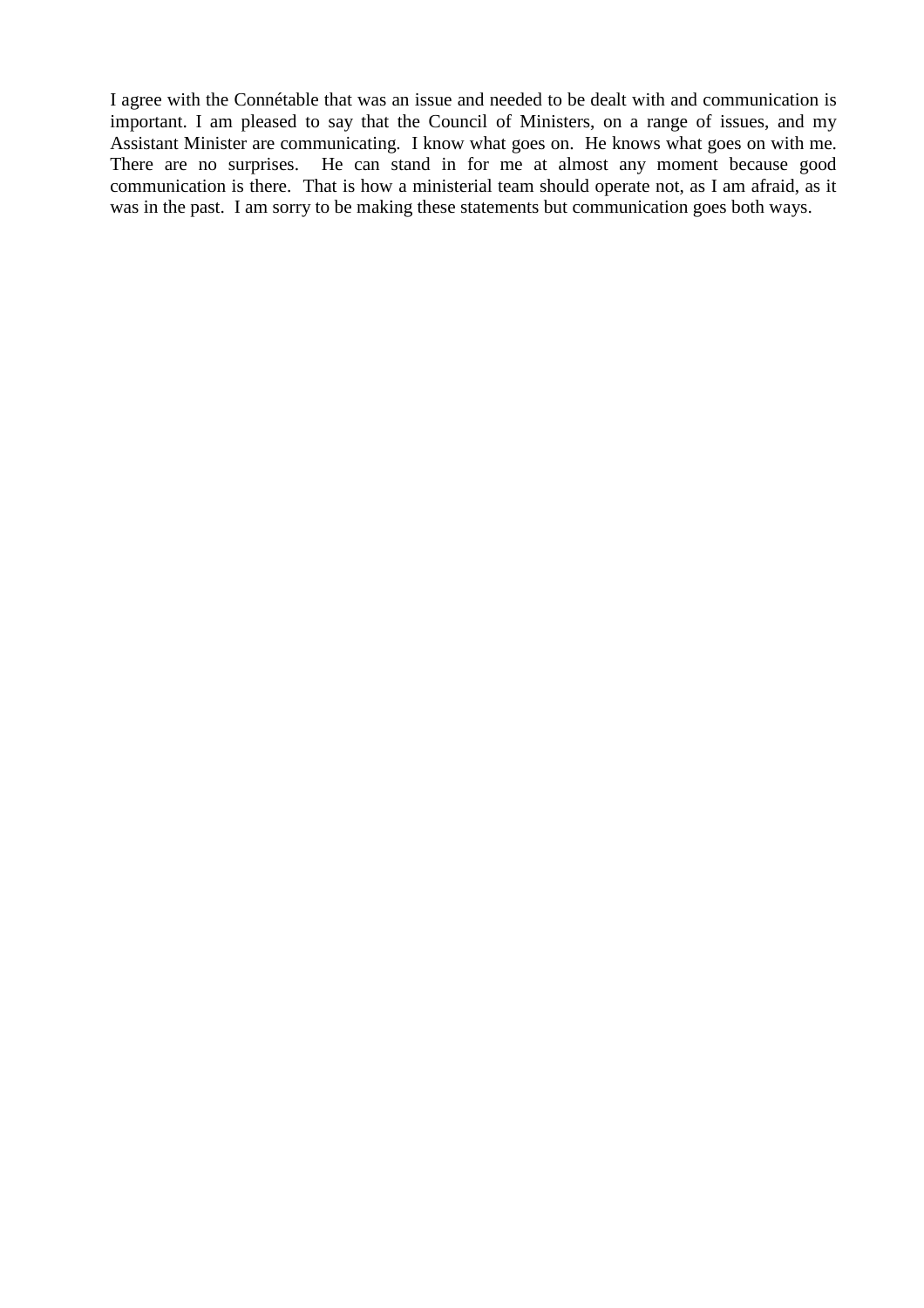I agree with the Connétable that was an issue and needed to be dealt with and communication is important. I am pleased to say that the Council of Ministers, on a range of issues, and my Assistant Minister are communicating. I know what goes on. He knows what goes on with me. There are no surprises. He can stand in for me at almost any moment because good communication is there. That is how a ministerial team should operate not, as I am afraid, as it was in the past. I am sorry to be making these statements but communication goes both ways.